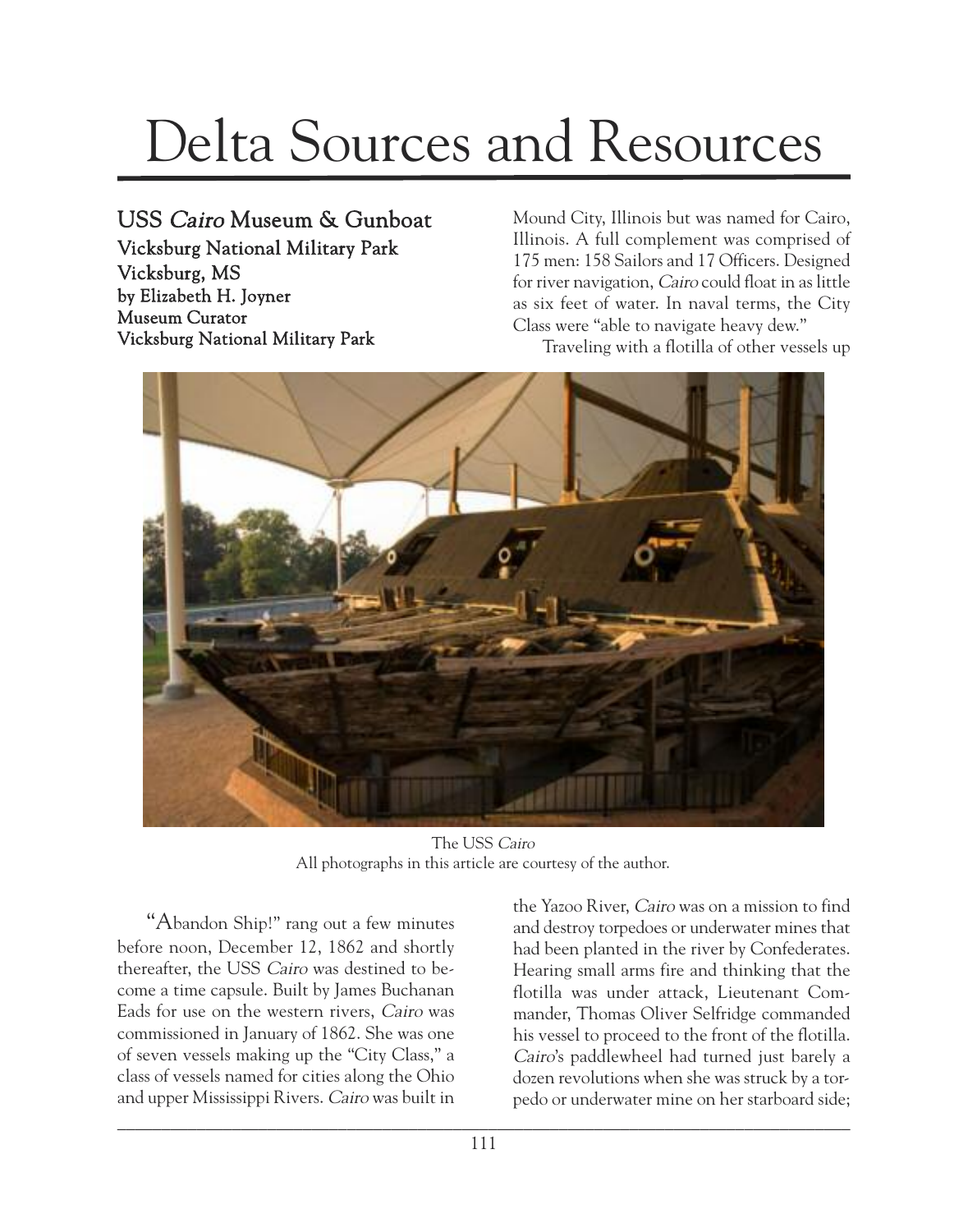# Delta Sources and Resources

## USS *Cairo* Museum & Gunboat

### Vicksburg National Military Park
### Vicksburg, MS

**by Elizabeth H. Joyner**
**Museum Curator**
**Vicksburg National Military Park**

The USS *Cairo*
All photographs in this article are courtesy of the author.

"Abandon Ship!" rang out a few minutes before noon, December 12, 1862 and shortly thereafter, the USS *Cairo* was destined to become a time capsule. Built by James Buchanan Eads for use on the western rivers, *Cairo* was commissioned in January of 1862. She was one of seven vessels making up the "City Class," a class of vessels named for cities along the Ohio and upper Mississippi Rivers. *Cairo* was built in Mound City, Illinois but was named for Cairo, Illinois. A full complement was comprised of 175 men: 158 Sailors and 17 Officers. Designed for river navigation, *Cairo* could float in as little as six feet of water. In naval terms, the City Class were "able to navigate heavy dew."

Traveling with a flotilla of other vessels up the Yazoo River, *Cairo* was on a mission to find and destroy torpedoes or underwater mines that had been planted in the river by Confederates. Hearing small arms fire and thinking that the flotilla was under attack, Lieutenant Commander, Thomas Oliver Selfridge commanded his vessel to proceed to the front of the flotilla. *Cairo*'s paddlewheel had turned just barely a dozen revolutions when she was struck by a torpedo or underwater mine on her starboard side;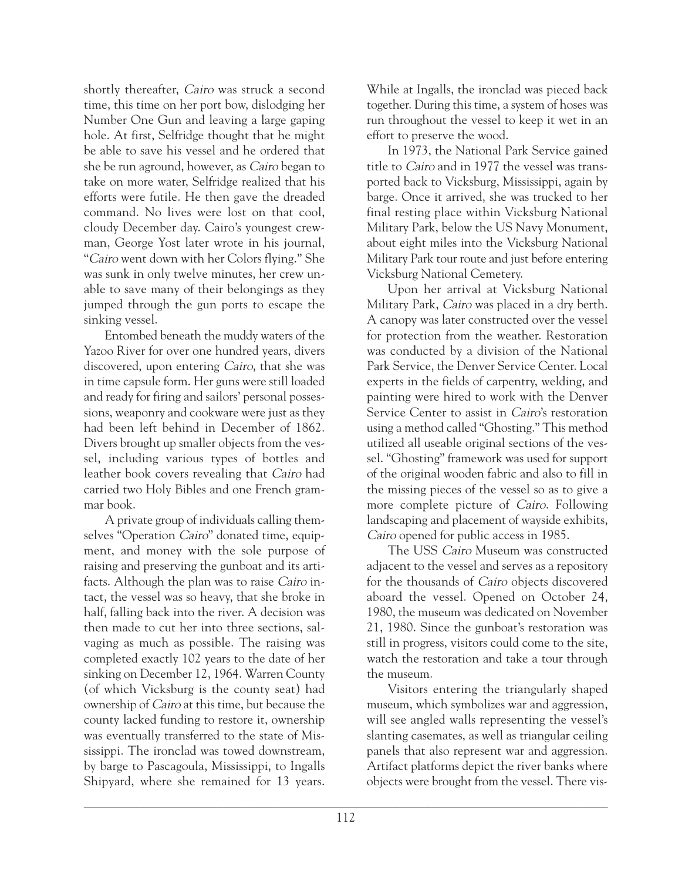shortly thereafter, *Cairo* was struck a second time, this time on her port bow, dislodging her Number One Gun and leaving a large gaping hole. At first, Selfridge thought that he might be able to save his vessel and he ordered that she be run aground, however, as *Cairo* began to take on more water, Selfridge realized that his efforts were futile. He then gave the dreaded command. No lives were lost on that cool, cloudy December day. Cairo's youngest crewman, George Yost later wrote in his journal, "*Cairo* went down with her Colors flying." She was sunk in only twelve minutes, her crew unable to save many of their belongings as they jumped through the gun ports to escape the sinking vessel.

Entombed beneath the muddy waters of the Yazoo River for over one hundred years, divers discovered, upon entering *Cairo*, that she was in time capsule form. Her guns were still loaded and ready for firing and sailors' personal possessions, weaponry and cookware were just as they had been left behind in December of 1862. Divers brought up smaller objects from the vessel, including various types of bottles and leather book covers revealing that *Cairo* had carried two Holy Bibles and one French grammar book.

A private group of individuals calling themselves "Operation *Cairo*" donated time, equipment, and money with the sole purpose of raising and preserving the gunboat and its artifacts. Although the plan was to raise *Cairo* intact, the vessel was so heavy, that she broke in half, falling back into the river. A decision was then made to cut her into three sections, salvaging as much as possible. The raising was completed exactly 102 years to the date of her sinking on December 12, 1964. Warren County (of which Vicksburg is the county seat) had ownership of *Cairo* at this time, but because the county lacked funding to restore it, ownership was eventually transferred to the state of Mississippi. The ironclad was towed downstream, by barge to Pascagoula, Mississippi, to Ingalls Shipyard, where she remained for 13 years. While at Ingalls, the ironclad was pieced back together. During this time, a system of hoses was run throughout the vessel to keep it wet in an effort to preserve the wood.

In 1973, the National Park Service gained title to *Cairo* and in 1977 the vessel was transported back to Vicksburg, Mississippi, again by barge. Once it arrived, she was trucked to her final resting place within Vicksburg National Military Park, below the US Navy Monument, about eight miles into the Vicksburg National Military Park tour route and just before entering Vicksburg National Cemetery.

Upon her arrival at Vicksburg National Military Park, *Cairo* was placed in a dry berth. A canopy was later constructed over the vessel for protection from the weather. Restoration was conducted by a division of the National Park Service, the Denver Service Center. Local experts in the fields of carpentry, welding, and painting were hired to work with the Denver Service Center to assist in *Cairo*'s restoration using a method called "Ghosting." This method utilized all useable original sections of the vessel. "Ghosting" framework was used for support of the original wooden fabric and also to fill in the missing pieces of the vessel so as to give a more complete picture of *Cairo*. Following landscaping and placement of wayside exhibits, *Cairo* opened for public access in 1985.

The USS *Cairo* Museum was constructed adjacent to the vessel and serves as a repository for the thousands of *Cairo* objects discovered aboard the vessel. Opened on October 24, 1980, the museum was dedicated on November 21, 1980. Since the gunboat's restoration was still in progress, visitors could come to the site, watch the restoration and take a tour through the museum.

Visitors entering the triangularly shaped museum, which symbolizes war and aggression, will see angled walls representing the vessel's slanting casemates, as well as triangular ceiling panels that also represent war and aggression. Artifact platforms depict the river banks where objects were brought from the vessel. There vis-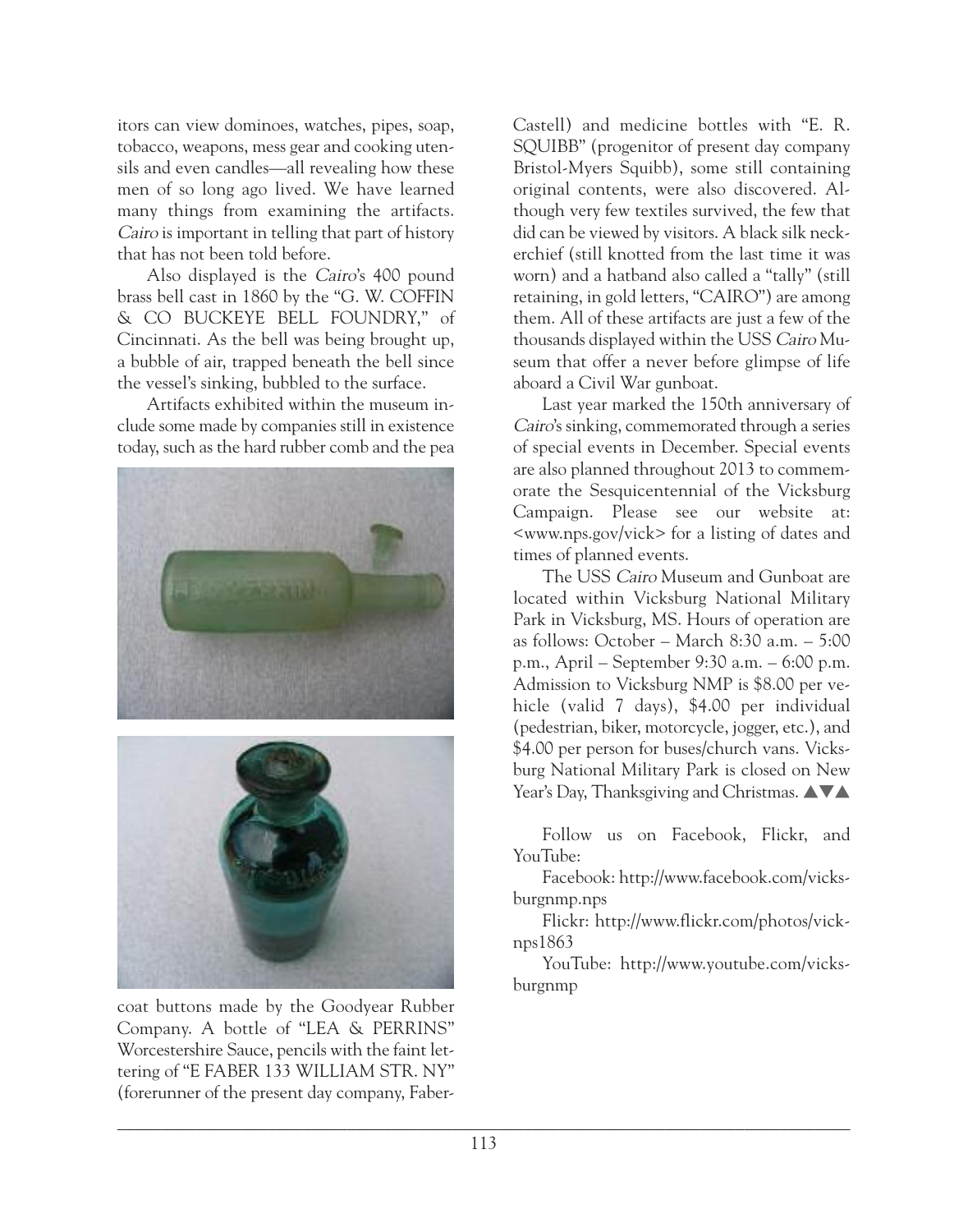itors can view dominoes, watches, pipes, soap, tobacco, weapons, mess gear and cooking utensils and even candles—all revealing how these men of so long ago lived. We have learned many things from examining the artifacts. *Cairo* is important in telling that part of history that has not been told before.

Also displayed is the *Cairo*'s 400 pound brass bell cast in 1860 by the "G. W. COFFIN & CO BUCKEYE BELL FOUNDRY," of Cincinnati. As the bell was being brought up, a bubble of air, trapped beneath the bell since the vessel's sinking, bubbled to the surface.

Artifacts exhibited within the museum include some made by companies still in existence today, such as the hard rubber comb and the pea coat buttons made by the Goodyear Rubber Company. A bottle of "LEA & PERRINS" Worcestershire Sauce, pencils with the faint lettering of "E FABER 133 WILLIAM STR. NY" (forerunner of the present day company, Faber-Castell) and medicine bottles with "E. R. SQUIBB" (progenitor of present day company Bristol-Myers Squibb), some still containing original contents, were also discovered. Although very few textiles survived, the few that did can be viewed by visitors. A black silk neckerchief (still knotted from the last time it was worn) and a hatband also called a "tally" (still retaining, in gold letters, "CAIRO") are among them. All of these artifacts are just a few of the thousands displayed within the USS *Cairo* Museum that offer a never before glimpse of life aboard a Civil War gunboat.

Last year marked the 150th anniversary of *Cairo*'s sinking, commemorated through a series of special events in December. Special events are also planned throughout 2013 to commemorate the Sesquicentennial of the Vicksburg Campaign. Please see our website at: <www.nps.gov/vick> for a listing of dates and times of planned events.

The USS *Cairo* Museum and Gunboat are located within Vicksburg National Military Park in Vicksburg, MS. Hours of operation are as follows: October – March 8:30 a.m. – 5:00 p.m., April – September 9:30 a.m. – 6:00 p.m. Admission to Vicksburg NMP is $8.00 per vehicle (valid 7 days), $4.00 per individual (pedestrian, biker, motorcycle, jogger, etc.), and $4.00 per person for buses/church vans. Vicksburg National Military Park is closed on New Year's Day, Thanksgiving and Christmas. ▲▼▲

Follow us on Facebook, Flickr, and YouTube:

Facebook: http://www.facebook.com/vicksburgnmp.nps

Flickr: http://www.flickr.com/photos/vicknps1863

YouTube: http://www.youtube.com/vicksburgnmp